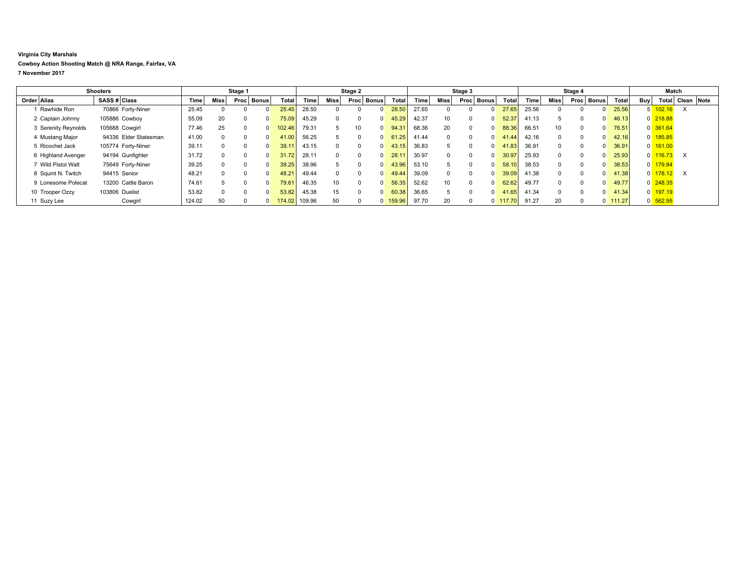**Virginia City Marshals**

**Cowboy Action Shooting Match @ NRA Range, Fairfax, VA**

**7 November 2017**

| Shooters | | | | Stage 1 | | | | | Stage 2 | | | | | Stage 3 | | | | | Stage 4 | | | | | Match | | | |
|---|---|---|---|---|---|---|---|---|---|---|---|---|---|---|---|---|---|---|---|---|---|---|---|---|---|---|---|
| Order | Alias | SASS # | Class | Time | Miss | Proc | Bonus | Total | Time | Miss | Proc | Bonus | Total | Time | Miss | Proc | Bonus | Total | Time | Miss | Proc | Bonus | Total | Buy | Total | Clean | Note |
| 1 | Rawhide Ron | 70866 | Forty-Niner | 25.45 | 0 | 0 | 0 | 25.45 | 28.50 | 0 | 0 | 0 | 28.50 | 27.65 | 0 | 0 | 0 | 27.65 | 25.56 | 0 | 0 | 0 | 25.56 | 5 | 102.16 | X | |
| 2 | Captain Johnny | 105886 | Cowboy | 55.09 | 20 | 0 | 0 | 75.09 | 45.29 | 0 | 0 | 0 | 45.29 | 42.37 | 10 | 0 | 0 | 52.37 | 41.13 | 5 | 0 | 0 | 46.13 | 0 | 218.88 | | |
| 3 | Serenity Reynolds | 105688 | Cowgirl | 77.46 | 25 | 0 | 0 | 102.46 | 79.31 | 5 | 10 | 0 | 94.31 | 68.36 | 20 | 0 | 0 | 88.36 | 66.51 | 10 | 0 | 0 | 76.51 | 0 | 361.64 | | |
| 4 | Mustang Major | 94336 | Elder Statesman | 41.00 | 0 | 0 | 0 | 41.00 | 56.25 | 5 | 0 | 0 | 61.25 | 41.44 | 0 | 0 | 0 | 41.44 | 42.16 | 0 | 0 | 0 | 42.16 | 0 | 185.85 | | |
| 5 | Ricochet Jack | 105774 | Forty-Niner | 39.11 | 0 | 0 | 0 | 39.11 | 43.15 | 0 | 0 | 0 | 43.15 | 36.83 | 5 | 0 | 0 | 41.83 | 36.91 | 0 | 0 | 0 | 36.91 | 0 | 161.00 | | |
| 6 | Highland Avenger | 94194 | Gunfighter | 31.72 | 0 | 0 | 0 | 31.72 | 28.11 | 0 | 0 | 0 | 28.11 | 30.97 | 0 | 0 | 0 | 30.97 | 25.93 | 0 | 0 | 0 | 25.93 | 0 | 116.73 | X | |
| 7 | Wild Pistol Walt | 75649 | Forty-Niner | 39.25 | 0 | 0 | 0 | 39.25 | 38.96 | 5 | 0 | 0 | 43.96 | 53.10 | 5 | 0 | 0 | 58.10 | 38.53 | 0 | 0 | 0 | 38.53 | 0 | 179.84 | | |
| 8 | Squint N. Twitch | 94415 | Senior | 48.21 | 0 | 0 | 0 | 48.21 | 49.44 | 0 | 0 | 0 | 49.44 | 39.09 | 0 | 0 | 0 | 39.09 | 41.38 | 0 | 0 | 0 | 41.38 | 0 | 178.12 | X | |
| 9 | Lonesome Polecat | 13200 | Cattle Baron | 74.61 | 5 | 0 | 0 | 79.61 | 46.35 | 10 | 0 | 0 | 56.35 | 52.62 | 10 | 0 | 0 | 62.62 | 49.77 | 0 | 0 | 0 | 49.77 | 0 | 248.35 | | |
| 10 | Trooper Ozzy | 103806 | Duelist | 53.82 | 0 | 0 | 0 | 53.82 | 45.38 | 15 | 0 | 0 | 60.38 | 36.65 | 5 | 0 | 0 | 41.65 | 41.34 | 0 | 0 | 0 | 41.34 | 0 | 197.19 | | |
| 11 | Suzy Lee | | Cowgirl | 124.02 | 50 | 0 | 0 | 174.02 | 109.96 | 50 | 0 | 0 | 159.96 | 97.70 | 20 | 0 | 0 | 117.70 | 91.27 | 20 | 0 | 0 | 111.27 | 0 | 562.95 | | |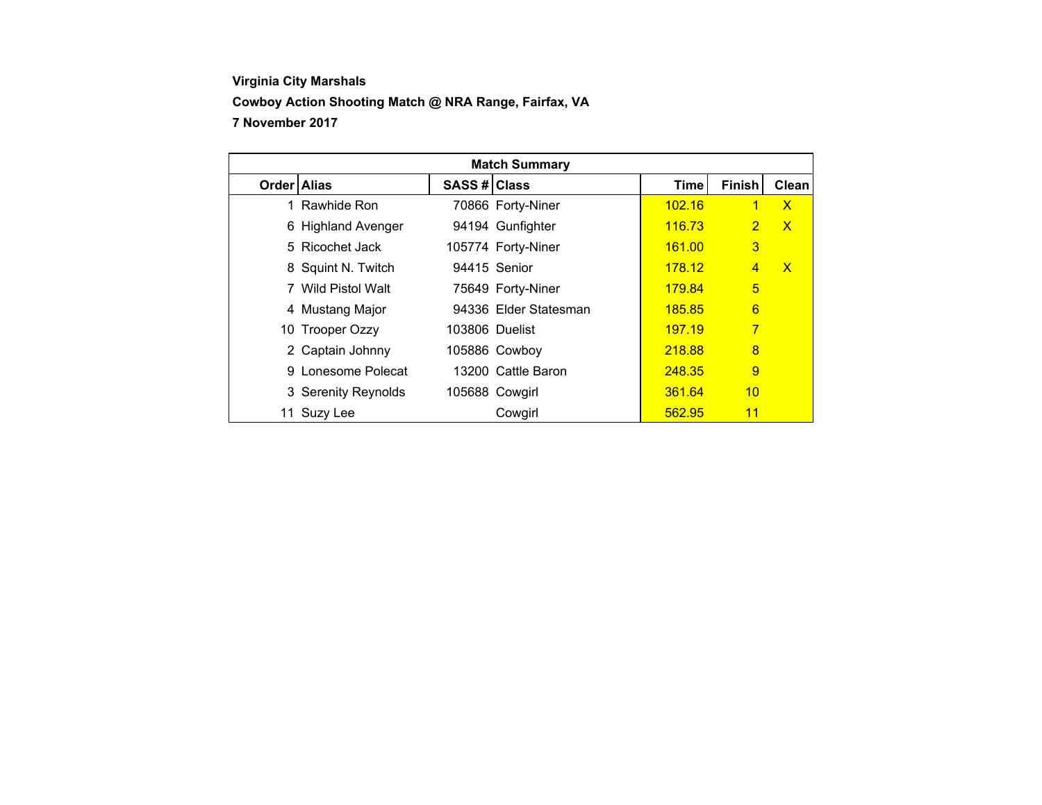**Virginia City Marshals**

**Cowboy Action Shooting Match @ NRA Range, Fairfax, VA**

**7 November 2017**

| Match Summary | | | | | | |
|---|---|---|---|---|---|---|
| **Order** | **Alias** | **SASS #** | **Class** | **Time** | **Finish** | **Clean** |
| 1 | Rawhide Ron | 70866 | Forty-Niner | 102.16 | 1 | X |
| 6 | Highland Avenger | 94194 | Gunfighter | 116.73 | 2 | X |
| 5 | Ricochet Jack | 105774 | Forty-Niner | 161.00 | 3 | |
| 8 | Squint N. Twitch | 94415 | Senior | 178.12 | 4 | X |
| 7 | Wild Pistol Walt | 75649 | Forty-Niner | 179.84 | 5 | |
| 4 | Mustang Major | 94336 | Elder Statesman | 185.85 | 6 | |
| 10 | Trooper Ozzy | 103806 | Duelist | 197.19 | 7 | |
| 2 | Captain Johnny | 105886 | Cowboy | 218.88 | 8 | |
| 9 | Lonesome Polecat | 13200 | Cattle Baron | 248.35 | 9 | |
| 3 | Serenity Reynolds | 105688 | Cowgirl | 361.64 | 10 | |
| 11 | Suzy Lee | | Cowgirl | 562.95 | 11 | |